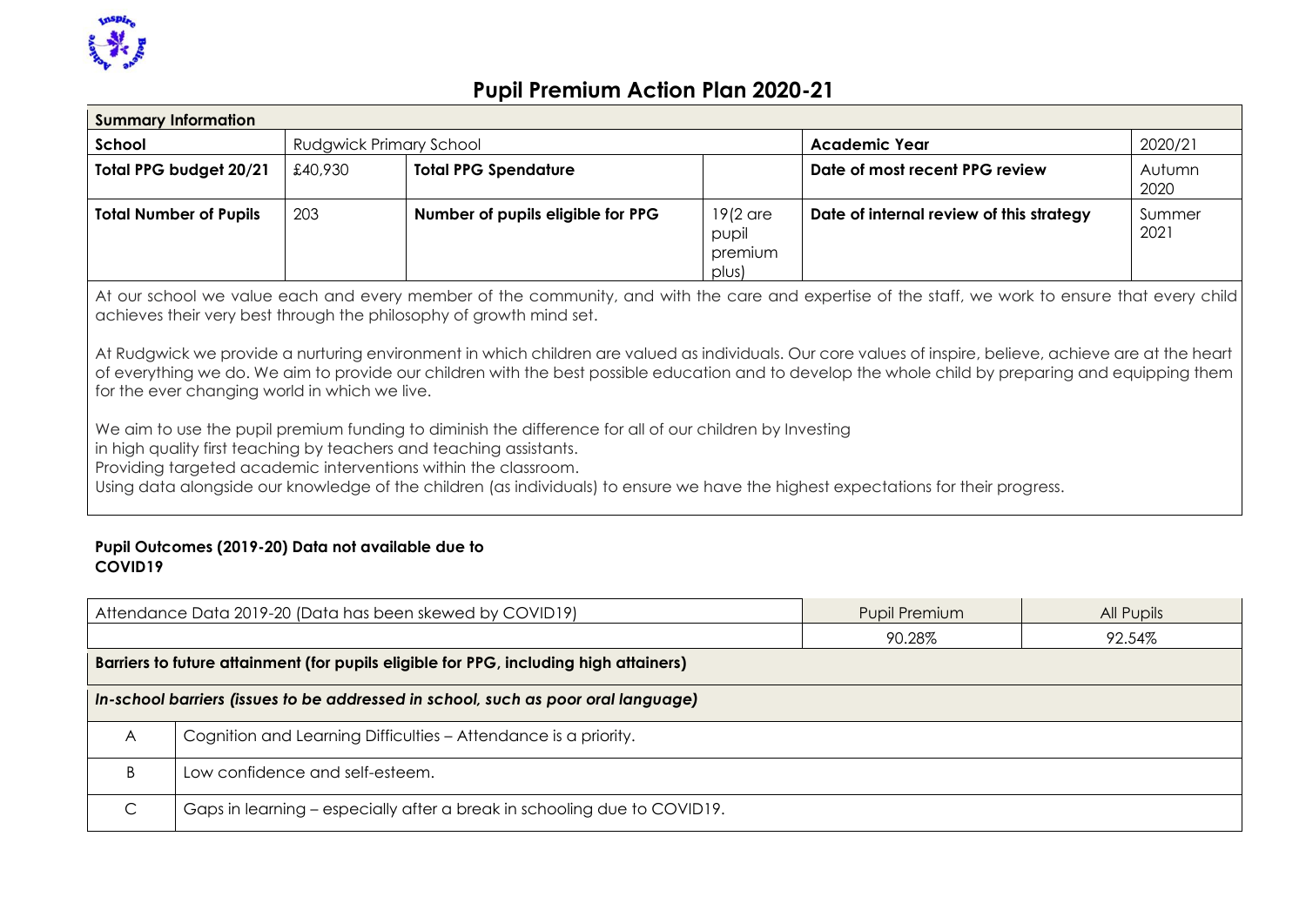# Pupil Premium Action Plan 2020-21

| Summary Information | | | | | |
|---|---|---|---|---|---|
| **School** | Rudgwick Primary School | | | **Academic Year** | 2020/21 |
| **Total PPG budget 20/21** | £40,930 | **Total PPG Spendature** | | **Date of most recent PPG review** | Autumn 2020 |
| **Total Number of Pupils** | 203 | **Number of pupils eligible for PPG** | 19(2 are pupil premium plus) | **Date of internal review of this strategy** | Summer 2021 |

At our school we value each and every member of the community, and with the care and expertise of the staff, we work to ensure that every child achieves their very best through the philosophy of growth mind set.

At Rudgwick we provide a nurturing environment in which children are valued as individuals. Our core values of inspire, believe, achieve are at the heart of everything we do. We aim to provide our children with the best possible education and to develop the whole child by preparing and equipping them for the ever changing world in which we live.

We aim to use the pupil premium funding to diminish the difference for all of our children by Investing in high quality first teaching by teachers and teaching assistants.
Providing targeted academic interventions within the classroom.
Using data alongside our knowledge of the children (as individuals) to ensure we have the highest expectations for their progress.

**Pupil Outcomes (2019-20) Data not available due to COVID19**

| Attendance Data 2019-20 (Data has been skewed by COVID19) | Pupil Premium | All Pupils |
|---|---|---|
| | 90.28% | 92.54% |

| **Barriers to future attainment (for pupils eligible for PPG, including high attainers)** | |
|---|---|
| ***In-school barriers (issues to be addressed in school, such as poor oral language)*** | |
| A | Cognition and Learning Difficulties – Attendance is a priority. |
| B | Low confidence and self-esteem. |
| C | Gaps in learning – especially after a break in schooling due to COVID19. |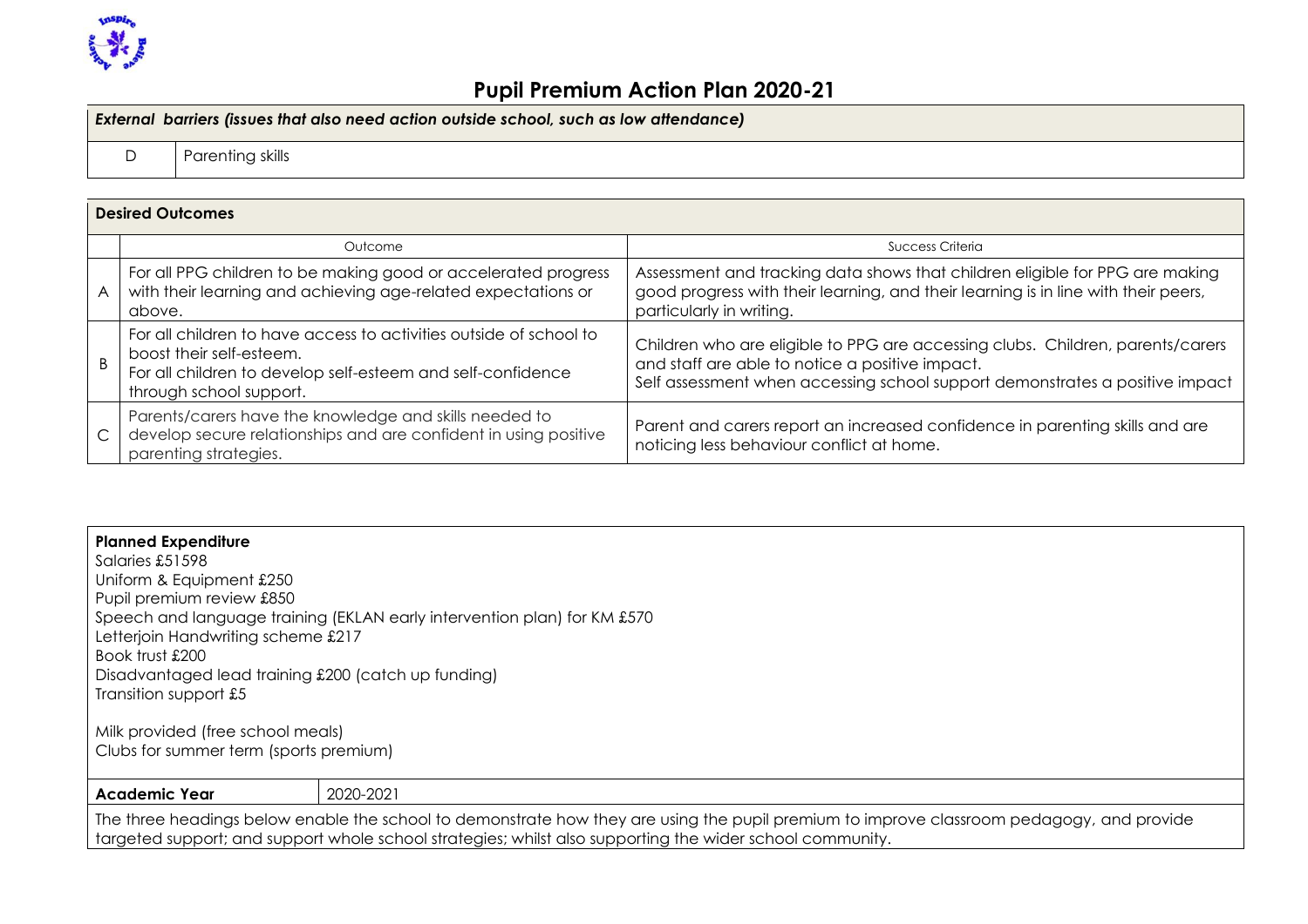# Pupil Premium Action Plan 2020-21

| ***External barriers (issues that also need action outside school, such as low attendance)*** | |
|---|---|
| D | Parenting skills |

| **Desired Outcomes** | | |
|---|---|---|
| | Outcome | Success Criteria |
| A | For all PPG children to be making good or accelerated progress with their learning and achieving age-related expectations or above. | Assessment and tracking data shows that children eligible for PPG are making good progress with their learning, and their learning is in line with their peers, particularly in writing. |
| B | For all children to have access to activities outside of school to boost their self-esteem.<br>For all children to develop self-esteem and self-confidence through school support. | Children who are eligible to PPG are accessing clubs. Children, parents/carers and staff are able to notice a positive impact.<br>Self assessment when accessing school support demonstrates a positive impact |
| C | Parents/carers have the knowledge and skills needed to develop secure relationships and are confident in using positive parenting strategies. | Parent and carers report an increased confidence in parenting skills and are noticing less behaviour conflict at home. |

**Planned Expenditure**

Salaries £51598
Uniform & Equipment £250
Pupil premium review £850
Speech and language training (EKLAN early intervention plan) for KM £570
Letterjoin Handwriting scheme £217
Book trust £200
Disadvantaged lead training £200 (catch up funding)
Transition support £5

Milk provided (free school meals)
Clubs for summer term (sports premium)

| **Academic Year** | 2020-2021 |
|---|---|

The three headings below enable the school to demonstrate how they are using the pupil premium to improve classroom pedagogy, and provide targeted support; and support whole school strategies; whilst also supporting the wider school community.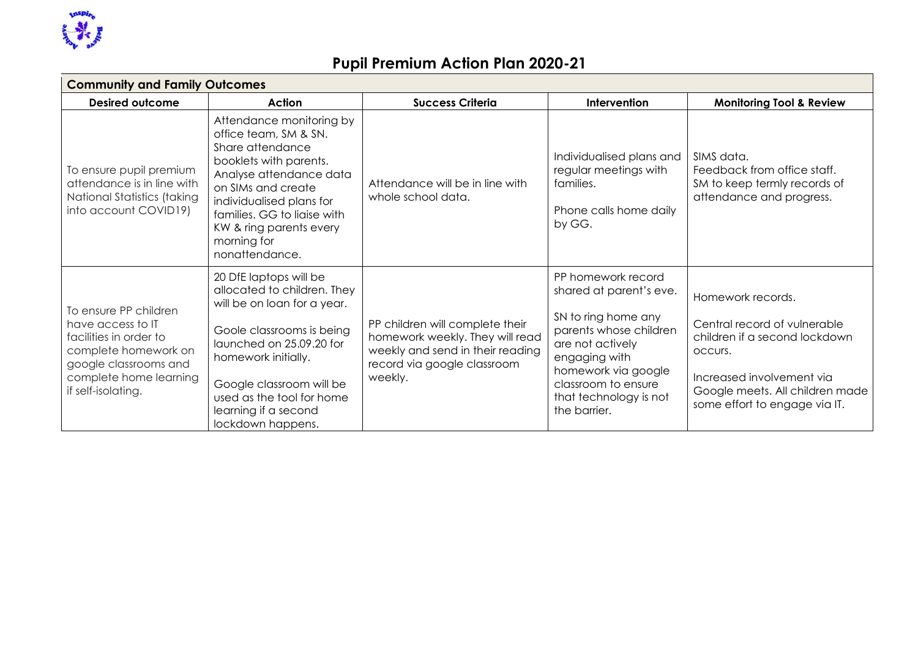# Pupil Premium Action Plan 2020-21

| Community and Family Outcomes | | | | |
|---|---|---|---|---|
| **Desired outcome** | **Action** | **Success Criteria** | **Intervention** | **Monitoring Tool & Review** |
| To ensure pupil premium attendance is in line with National Statistics (taking into account COVID19) | Attendance monitoring by office team, SM & SN. Share attendance booklets with parents. Analyse attendance data on SIMs and create individualised plans for families. GG to liaise with KW & ring parents every morning for nonattendance. | Attendance will be in line with whole school data. | Individualised plans and regular meetings with families.<br><br>Phone calls home daily by GG. | SIMS data.<br>Feedback from office staff.<br>SM to keep termly records of attendance and progress. |
| To ensure PP children have access to IT facilities in order to complete homework on google classrooms and complete home learning if self-isolating. | 20 DfE laptops will be allocated to children. They will be on loan for a year.<br><br>Goole classrooms is being launched on 25.09.20 for homework initially.<br><br>Google classroom will be used as the tool for home learning if a second lockdown happens. | PP children will complete their homework weekly. They will read weekly and send in their reading record via google classroom weekly. | PP homework record shared at parent's eve.<br><br>SN to ring home any parents whose children are not actively engaging with homework via google classroom to ensure that technology is not the barrier. | Homework records.<br><br>Central record of vulnerable children if a second lockdown occurs.<br><br>Increased involvement via Google meets. All children made some effort to engage via IT. |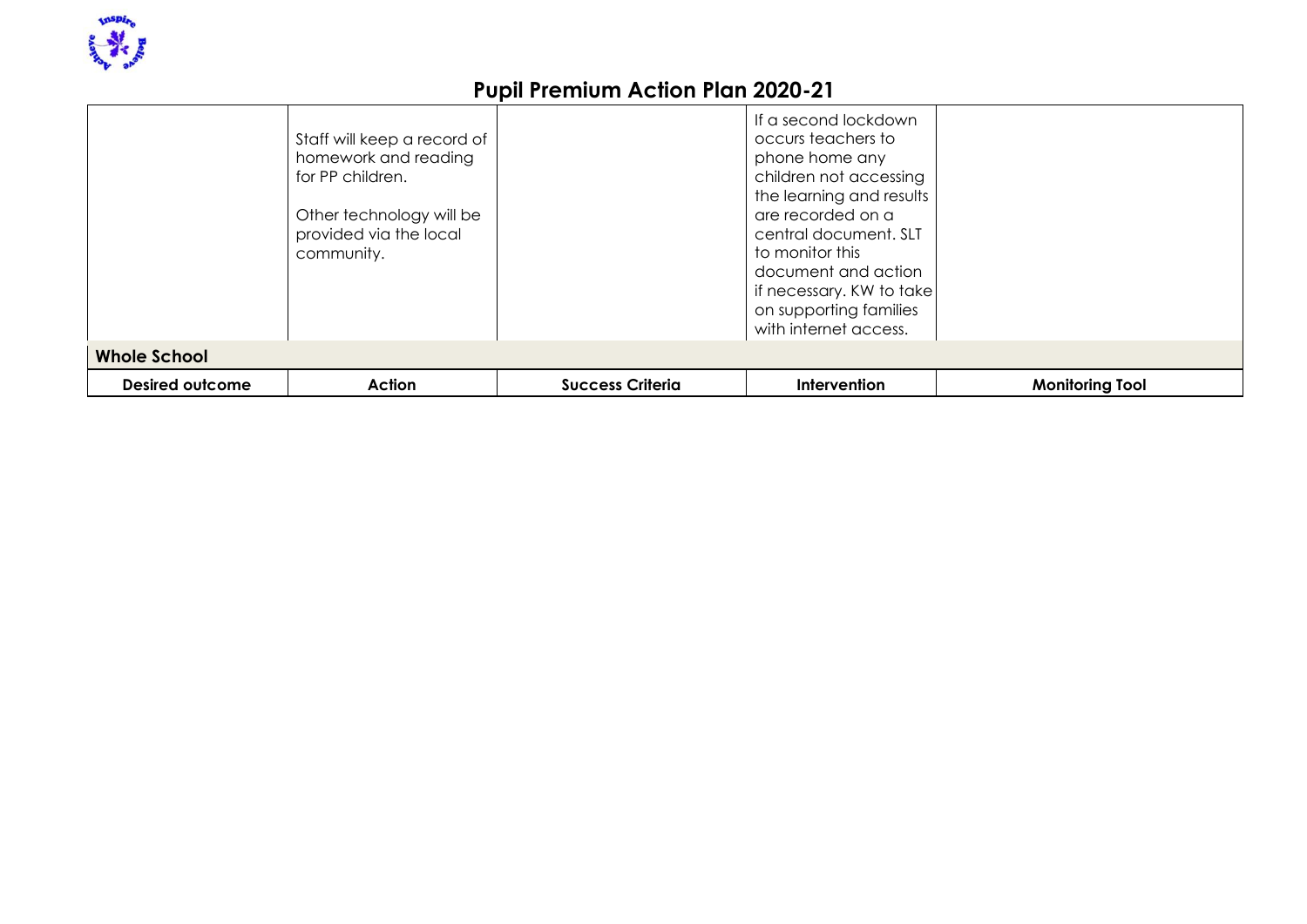# Pupil Premium Action Plan 2020-21

| | | | | |
|---|---|---|---|---|
| | Staff will keep a record of homework and reading for PP children.<br><br>Other technology will be provided via the local community. | | If a second lockdown occurs teachers to phone home any children not accessing the learning and results are recorded on a central document. SLT to monitor this document and action if necessary. KW to take on supporting families with internet access. | |

**Whole School**

| Desired outcome | Action | Success Criteria | Intervention | Monitoring Tool |
|---|---|---|---|---|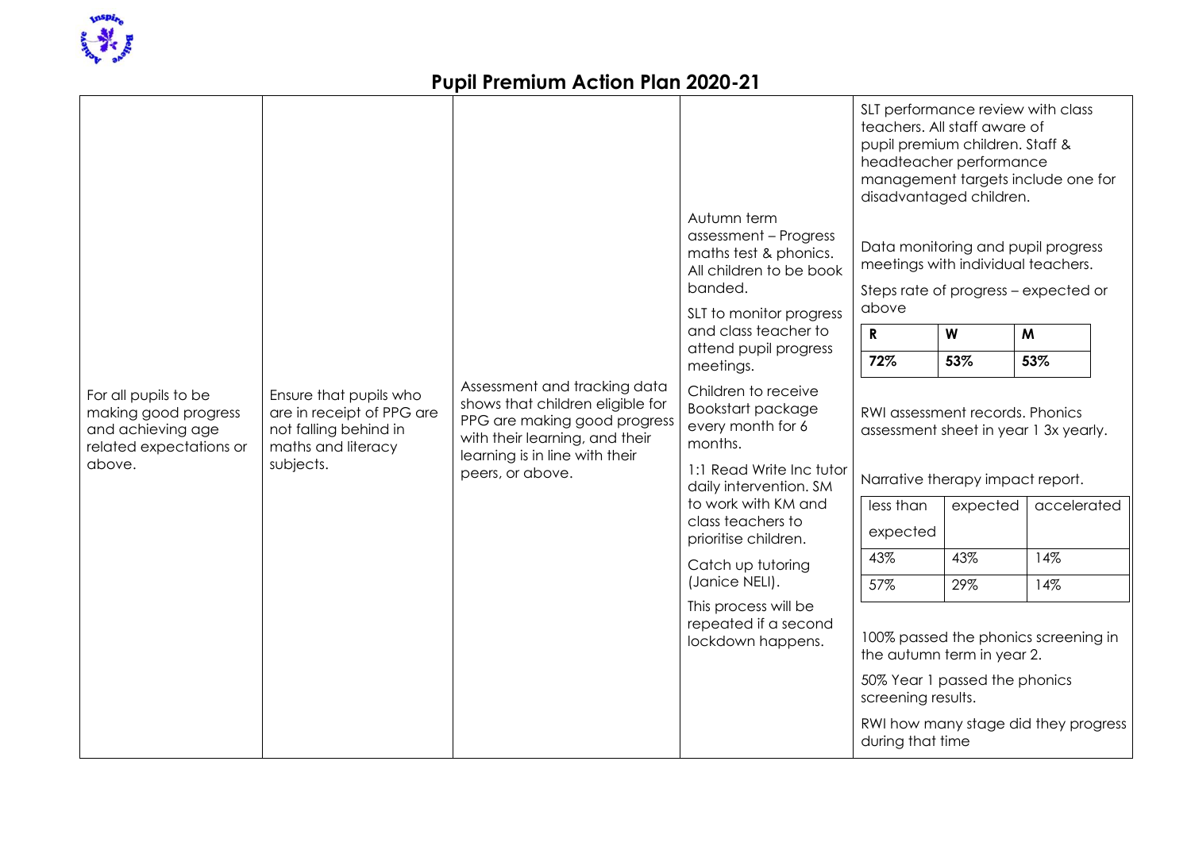# Pupil Premium Action Plan 2020-21

| | | | | |
|---|---|---|---|---|
| For all pupils to be making good progress and achieving age related expectations or above. | Ensure that pupils who are in receipt of PPG are not falling behind in maths and literacy subjects. | Assessment and tracking data shows that children eligible for PPG are making good progress with their learning, and their learning is in line with their peers, or above. | Autumn term assessment – Progress maths test & phonics. All children to be book banded.<br><br>SLT to monitor progress and class teacher to attend pupil progress meetings.<br><br>Children to receive Bookstart package every month for 6 months.<br><br>1:1 Read Write Inc tutor daily intervention. SM to work with KM and class teachers to prioritise children.<br><br>Catch up tutoring (Janice NELI).<br><br>This process will be repeated if a second lockdown happens. | SLT performance review with class teachers. All staff aware of pupil premium children. Staff & headteacher performance management targets include one for disadvantaged children.<br><br>Data monitoring and pupil progress meetings with individual teachers.<br><br>Steps rate of progress – expected or above<br><br>**R**: **72%** / **W**: **53%** / **M**: **53%**<br><br>RWI assessment records. Phonics assessment sheet in year 1 3x yearly.<br><br>Narrative therapy impact report.<br><br>less than expected: 43%, 57% / expected: 43%, 29% / accelerated: 14%, 14%<br><br>100% passed the phonics screening in the autumn term in year 2.<br><br>50% Year 1 passed the phonics screening results.<br><br>RWI how many stage did they progress during that time |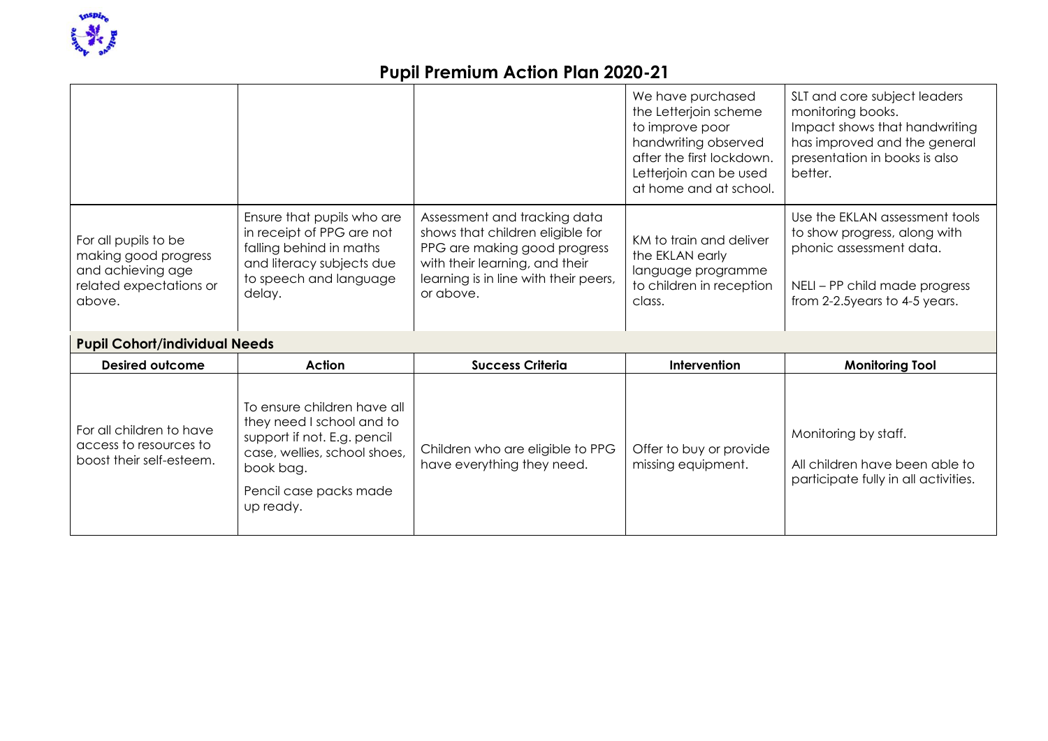# Pupil Premium Action Plan 2020-21

| | | | | |
|---|---|---|---|---|
| | | | We have purchased the Letterjoin scheme to improve poor handwriting observed after the first lockdown. Letterjoin can be used at home and at school. | SLT and core subject leaders monitoring books. Impact shows that handwriting has improved and the general presentation in books is also better. |
| For all pupils to be making good progress and achieving age related expectations or above. | Ensure that pupils who are in receipt of PPG are not falling behind in maths and literacy subjects due to speech and language delay. | Assessment and tracking data shows that children eligible for PPG are making good progress with their learning, and their learning is in line with their peers, or above. | KM to train and deliver the EKLAN early language programme to children in reception class. | Use the EKLAN assessment tools to show progress, along with phonic assessment data.<br><br>NELI – PP child made progress from 2-2.5years to 4-5 years. |

**Pupil Cohort/individual Needs**

| Desired outcome | Action | Success Criteria | Intervention | Monitoring Tool |
|---|---|---|---|---|
| For all children to have access to resources to boost their self-esteem. | To ensure children have all they need I school and to support if not. E.g. pencil case, wellies, school shoes, book bag.<br><br>Pencil case packs made up ready. | Children who are eligible to PPG have everything they need. | Offer to buy or provide missing equipment. | Monitoring by staff.<br><br>All children have been able to participate fully in all activities. |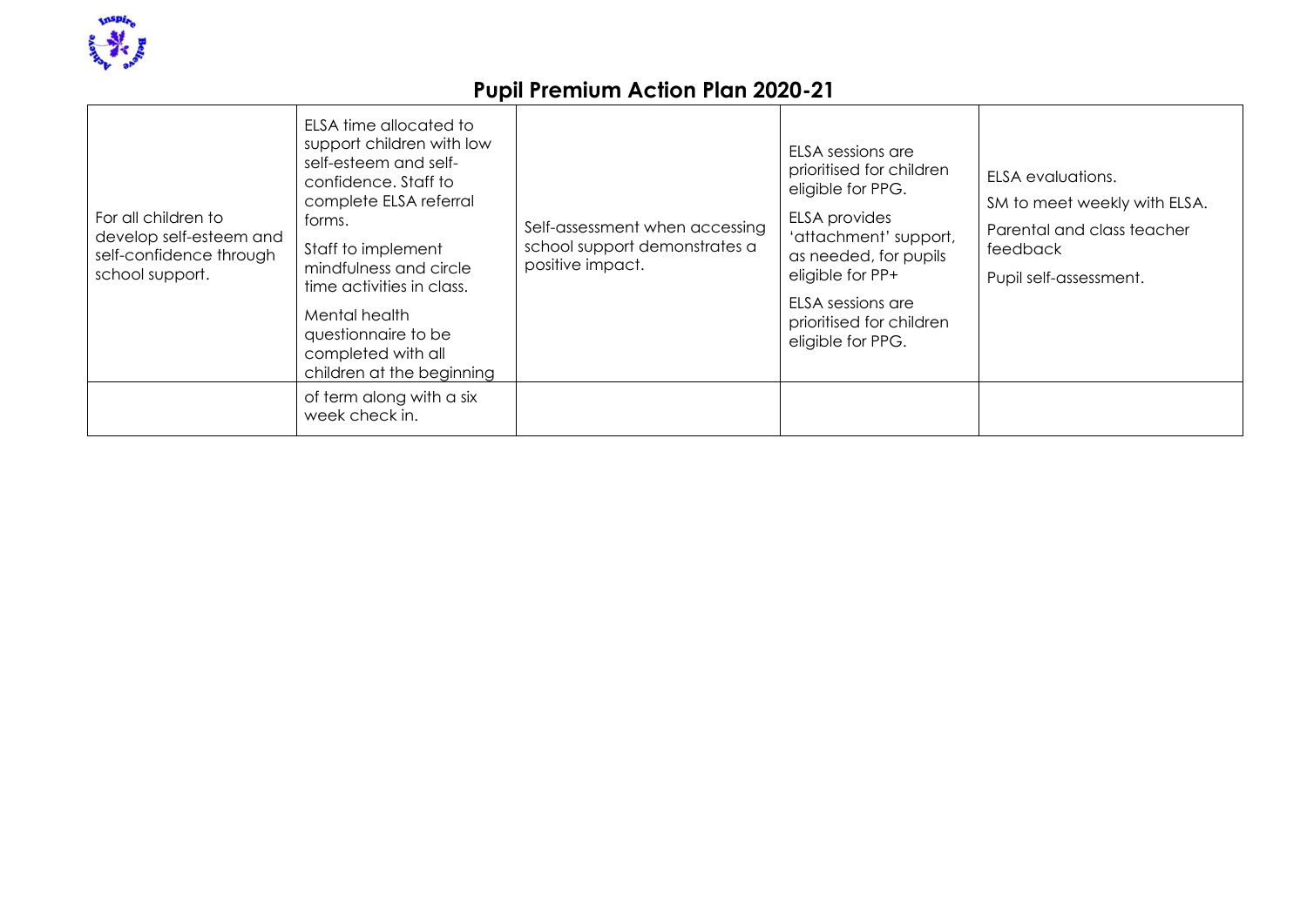# Pupil Premium Action Plan 2020-21

| | | | | |
|---|---|---|---|---|
| For all children to develop self-esteem and self-confidence through school support. | ELSA time allocated to support children with low self-esteem and self-confidence. Staff to complete ELSA referral forms.<br><br>Staff to implement mindfulness and circle time activities in class.<br><br>Mental health questionnaire to be completed with all children at the beginning | Self-assessment when accessing school support demonstrates a positive impact. | ELSA sessions are prioritised for children eligible for PPG.<br><br>ELSA provides 'attachment' support, as needed, for pupils eligible for PP+<br><br>ELSA sessions are prioritised for children eligible for PPG. | ELSA evaluations.<br><br>SM to meet weekly with ELSA.<br><br>Parental and class teacher feedback<br><br>Pupil self-assessment. |
| | of term along with a six week check in. | | | |